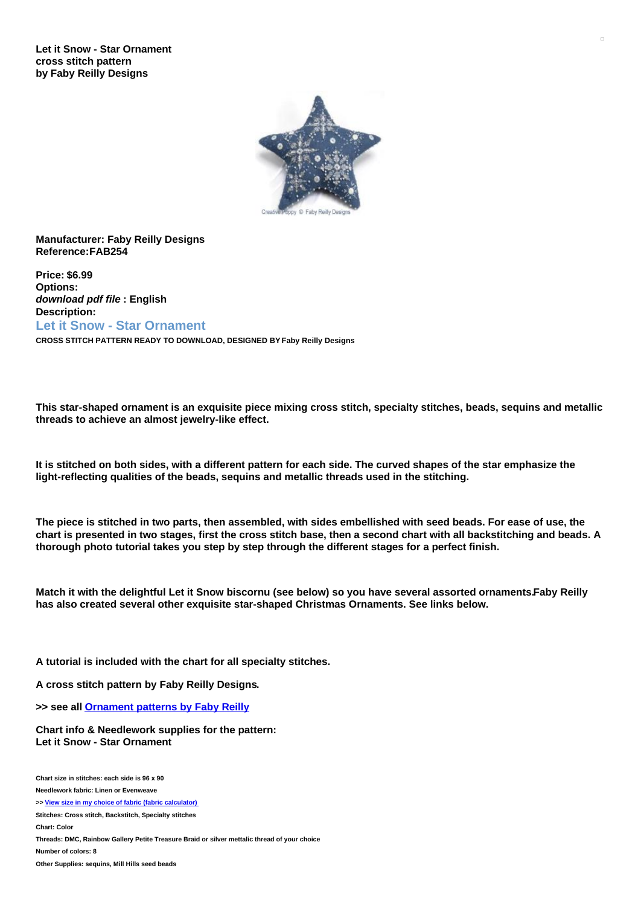**Let it Snow - Star Ornament**
**cross stitch pattern**
**by Faby Reilly Designs**

**Manufacturer: Faby Reilly Designs**
**Reference:FAB254**

**Price: $6.99**
**Options:**
***download pdf file*** **: English**
**Description:**

## Let it Snow - Star Ornament

**CROSS STITCH PATTERN READY TO DOWNLOAD, DESIGNED BY Faby Reilly Designs**

**This star-shaped ornament is an exquisite piece mixing cross stitch, specialty stitches, beads, sequins and metallic threads to achieve an almost jewelry-like effect.**

**It is stitched on both sides, with a different pattern for each side. The curved shapes of the star emphasize the light-reflecting qualities of the beads, sequins and metallic threads used in the stitching.**

**The piece is stitched in two parts, then assembled, with sides embellished with seed beads. For ease of use, the chart is presented in two stages, first the cross stitch base, then a second chart with all backstitching and beads. A thorough photo tutorial takes you step by step through the different stages for a perfect finish.**

**Match it with the delightful Let it Snow biscornu (see below) so you have several assorted ornaments.Faby Reilly has also created several other exquisite star-shaped Christmas Ornaments. See links below.**

**A tutorial is included with the chart for all specialty stitches.**

**A cross stitch pattern by Faby Reilly Designs.**

**>> see all Ornament patterns by Faby Reilly**

**Chart info & Needlework supplies for the pattern:**
**Let it Snow - Star Ornament**

**Chart size in stitches: each side is 96 x 90**

**Needlework fabric: Linen or Evenweave**

**>> View size in my choice of fabric (fabric calculator)**

**Stitches: Cross stitch, Backstitch, Specialty stitches**

**Chart: Color**

**Threads: DMC, Rainbow Gallery Petite Treasure Braid or silver mettalic thread of your choice**

**Number of colors: 8**

**Other Supplies: sequins, Mill Hills seed beads**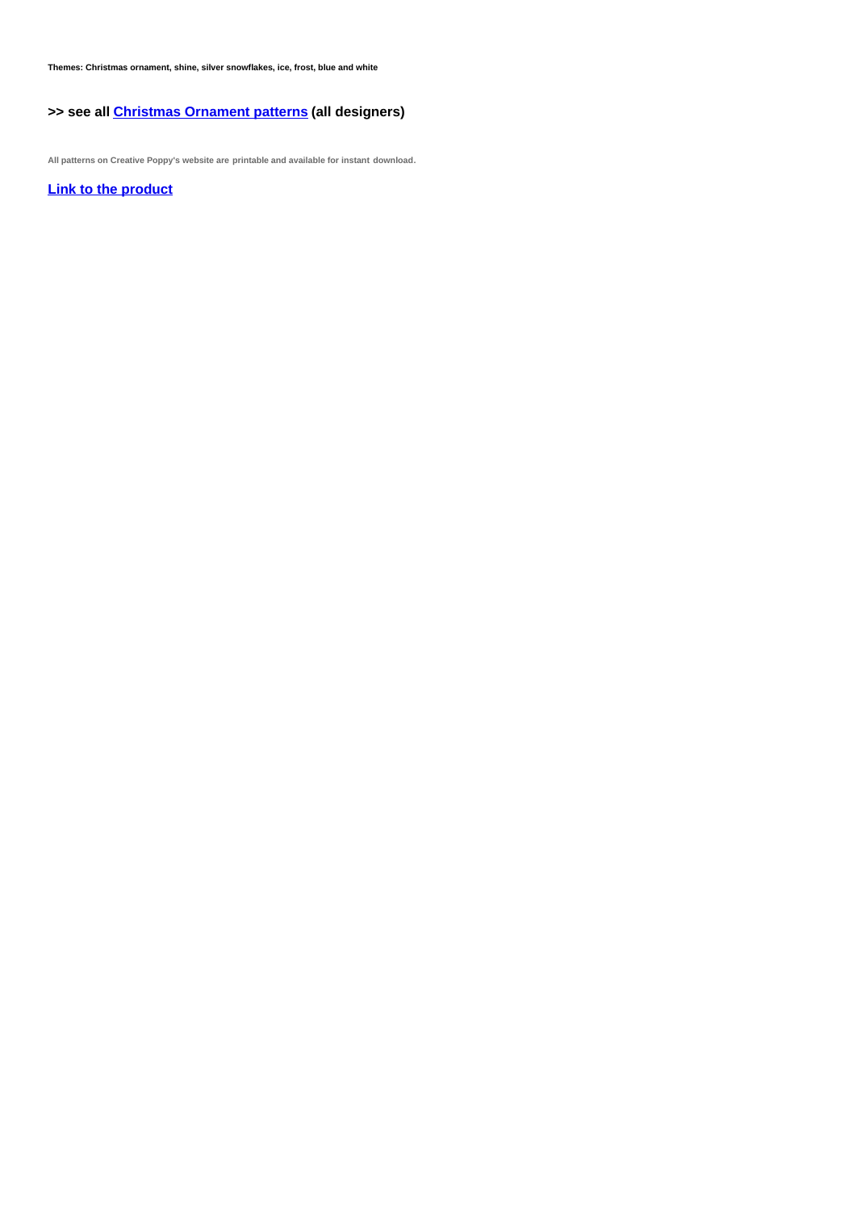**Themes: Christmas ornament, shine, silver snowflakes, ice, frost, blue and white**

### >> see all Christmas Ornament patterns (all designers)

All patterns on Creative Poppy's website are printable and available for instant download.

**Link to the product**